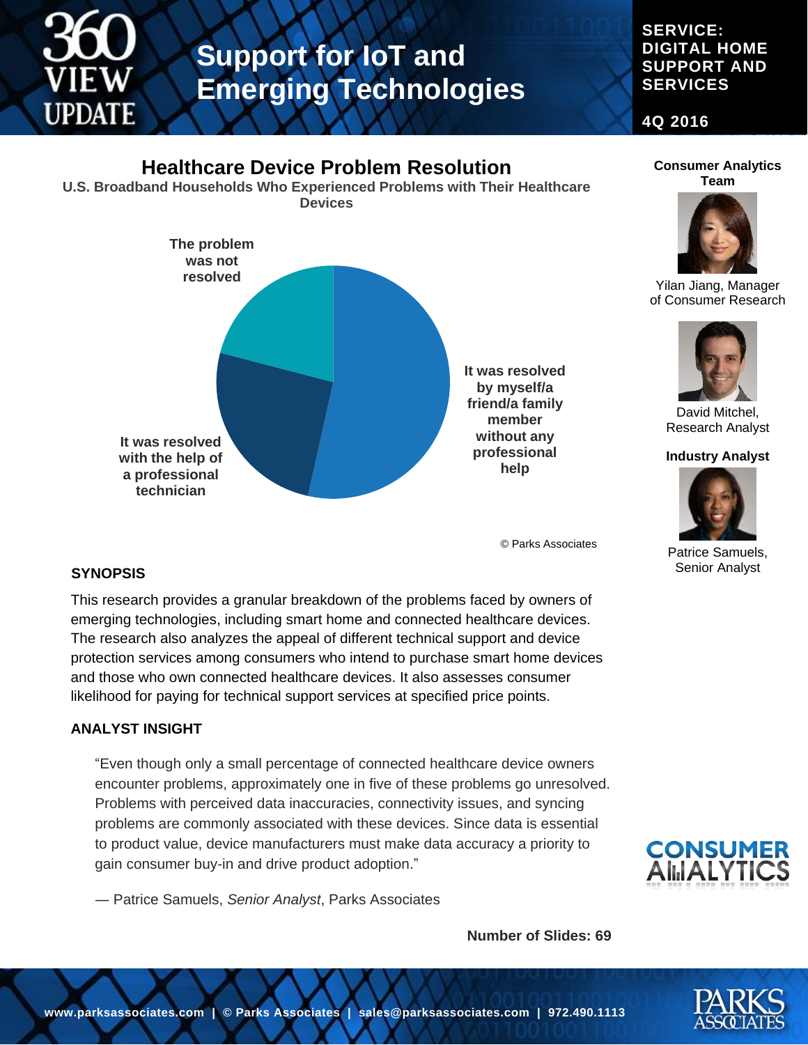360 VIEW UPDATE

# Support for IoT and Emerging Technologies

**SERVICE: DIGITAL HOME SUPPORT AND SERVICES**

**4Q 2016**

## Healthcare Device Problem Resolution

**U.S. Broadband Households Who Experienced Problems with Their Healthcare Devices**

- The problem was not resolved
- It was resolved by myself/a friend/a family member without any professional help
- It was resolved with the help of a professional technician

© Parks Associates

**Consumer Analytics Team**

Yilan Jiang, Manager of Consumer Research

David Mitchel, Research Analyst

**Industry Analyst**

Patrice Samuels, Senior Analyst

### SYNOPSIS

This research provides a granular breakdown of the problems faced by owners of emerging technologies, including smart home and connected healthcare devices. The research also analyzes the appeal of different technical support and device protection services among consumers who intend to purchase smart home devices and those who own connected healthcare devices. It also assesses consumer likelihood for paying for technical support services at specified price points.

### ANALYST INSIGHT

"Even though only a small percentage of connected healthcare device owners encounter problems, approximately one in five of these problems go unresolved. Problems with perceived data inaccuracies, connectivity issues, and syncing problems are commonly associated with these devices. Since data is essential to product value, device manufacturers must make data accuracy a priority to gain consumer buy-in and drive product adoption."

— Patrice Samuels, *Senior Analyst*, Parks Associates

CONSUMER ANALYTICS

**Number of Slides: 69**

**www.parksassociates.com | © Parks Associates | sales@parksassociates.com | 972.490.1113**

PARKS ASSOCIATES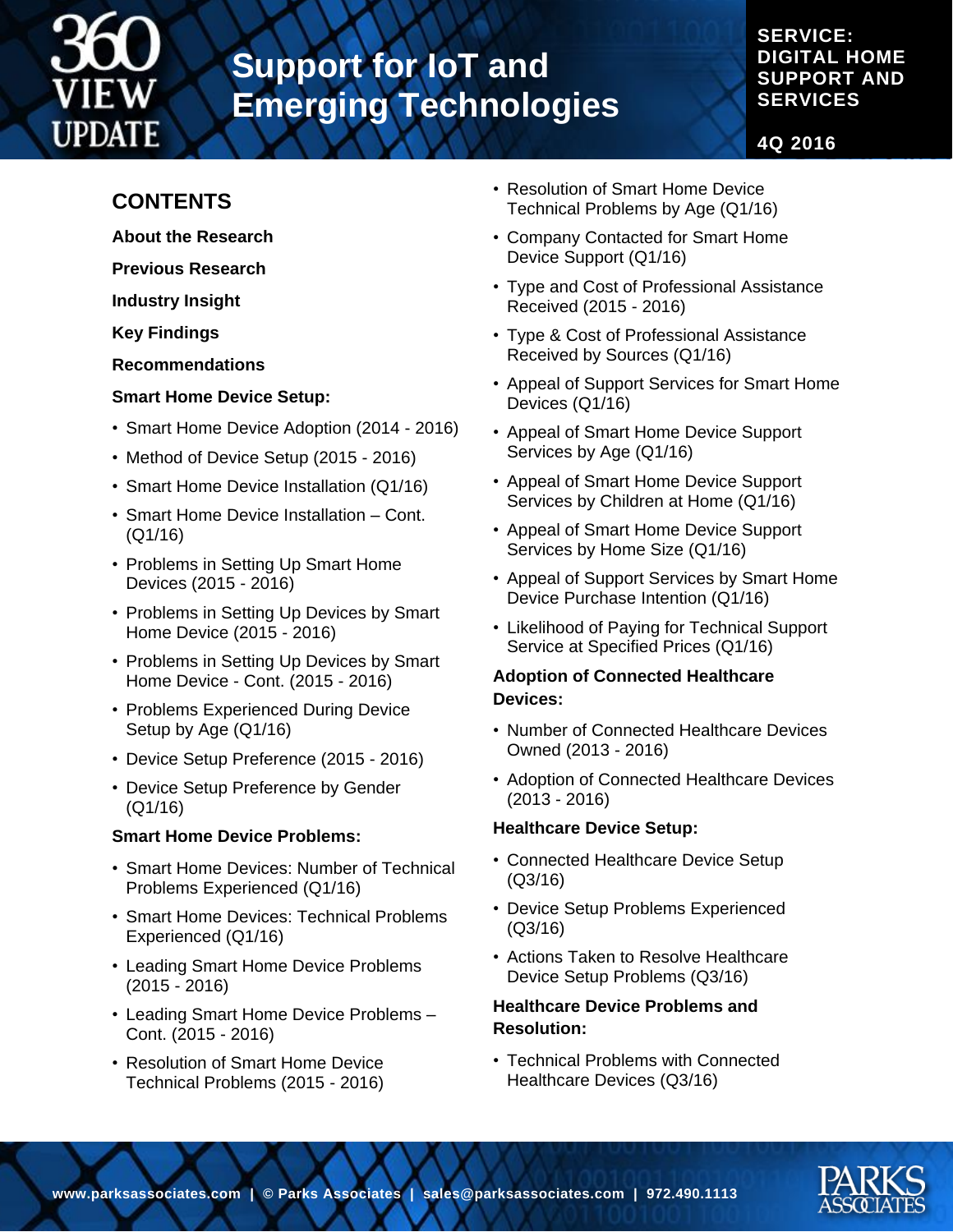# Support for IoT and Emerging Technologies

**SERVICE: DIGITAL HOME SUPPORT AND SERVICES**

**4Q 2016**

## CONTENTS

**About the Research**

**Previous Research**

**Industry Insight**

**Key Findings**

**Recommendations**

**Smart Home Device Setup:**

- Smart Home Device Adoption (2014 - 2016)
- Method of Device Setup (2015 - 2016)
- Smart Home Device Installation (Q1/16)
- Smart Home Device Installation – Cont. (Q1/16)
- Problems in Setting Up Smart Home Devices (2015 - 2016)
- Problems in Setting Up Devices by Smart Home Device (2015 - 2016)
- Problems in Setting Up Devices by Smart Home Device - Cont. (2015 - 2016)
- Problems Experienced During Device Setup by Age (Q1/16)
- Device Setup Preference (2015 - 2016)
- Device Setup Preference by Gender (Q1/16)

**Smart Home Device Problems:**

- Smart Home Devices: Number of Technical Problems Experienced (Q1/16)
- Smart Home Devices: Technical Problems Experienced (Q1/16)
- Leading Smart Home Device Problems (2015 - 2016)
- Leading Smart Home Device Problems – Cont. (2015 - 2016)
- Resolution of Smart Home Device Technical Problems (2015 - 2016)
- Resolution of Smart Home Device Technical Problems by Age (Q1/16)
- Company Contacted for Smart Home Device Support (Q1/16)
- Type and Cost of Professional Assistance Received (2015 - 2016)
- Type & Cost of Professional Assistance Received by Sources (Q1/16)
- Appeal of Support Services for Smart Home Devices (Q1/16)
- Appeal of Smart Home Device Support Services by Age (Q1/16)
- Appeal of Smart Home Device Support Services by Children at Home (Q1/16)
- Appeal of Smart Home Device Support Services by Home Size (Q1/16)
- Appeal of Support Services by Smart Home Device Purchase Intention (Q1/16)
- Likelihood of Paying for Technical Support Service at Specified Prices (Q1/16)

**Adoption of Connected Healthcare Devices:**

- Number of Connected Healthcare Devices Owned (2013 - 2016)
- Adoption of Connected Healthcare Devices (2013 - 2016)

**Healthcare Device Setup:**

- Connected Healthcare Device Setup (Q3/16)
- Device Setup Problems Experienced (Q3/16)
- Actions Taken to Resolve Healthcare Device Setup Problems (Q3/16)

**Healthcare Device Problems and Resolution:**

- Technical Problems with Connected Healthcare Devices (Q3/16)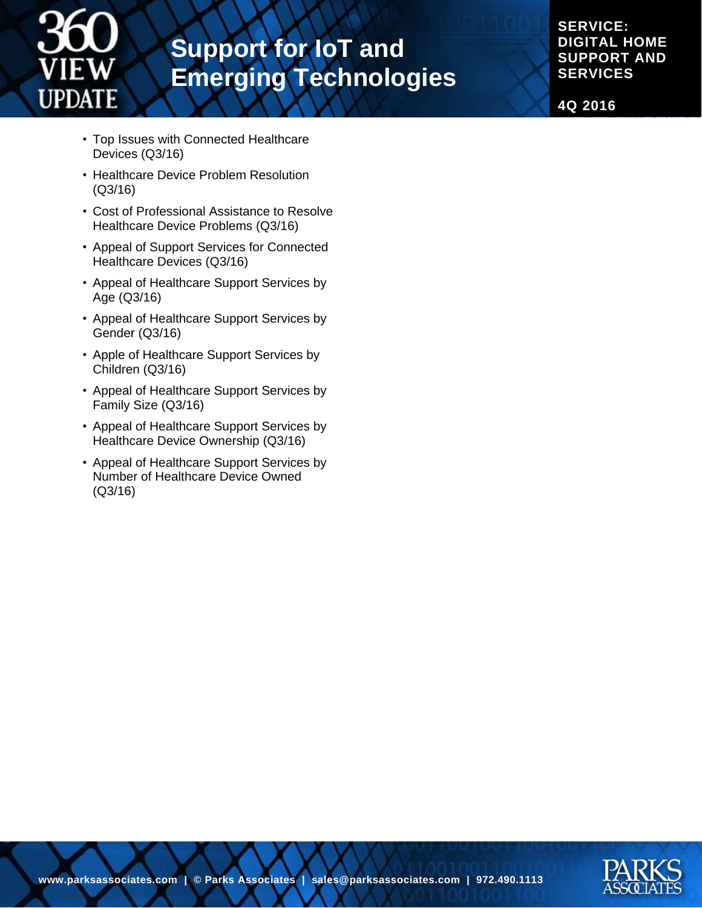- Top Issues with Connected Healthcare Devices (Q3/16)
- Healthcare Device Problem Resolution (Q3/16)
- Cost of Professional Assistance to Resolve Healthcare Device Problems (Q3/16)
- Appeal of Support Services for Connected Healthcare Devices (Q3/16)
- Appeal of Healthcare Support Services by Age (Q3/16)
- Appeal of Healthcare Support Services by Gender (Q3/16)
- Apple of Healthcare Support Services by Children (Q3/16)
- Appeal of Healthcare Support Services by Family Size (Q3/16)
- Appeal of Healthcare Support Services by Healthcare Device Ownership (Q3/16)
- Appeal of Healthcare Support Services by Number of Healthcare Device Owned (Q3/16)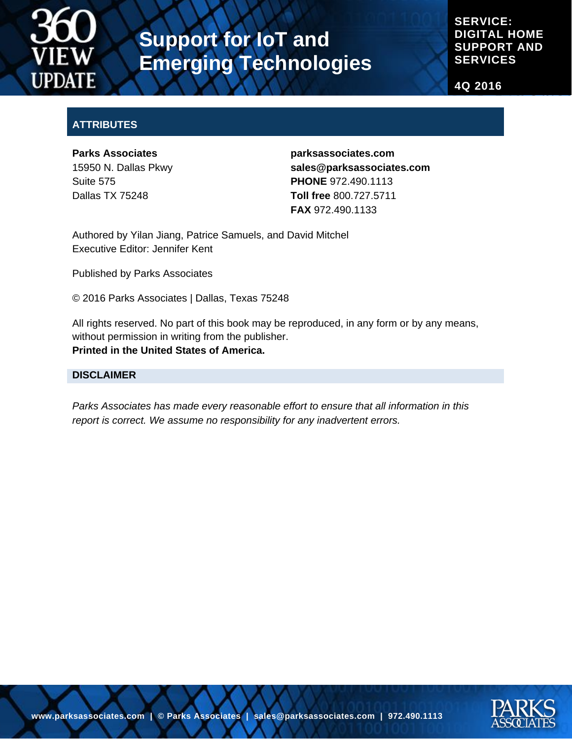# Support for IoT and Emerging Technologies

**SERVICE: DIGITAL HOME SUPPORT AND SERVICES**

**4Q 2016**

## ATTRIBUTES

**Parks Associates**
15950 N. Dallas Pkwy
Suite 575
Dallas TX 75248

**parksassociates.com**
**sales@parksassociates.com**
**PHONE** 972.490.1113
**Toll free** 800.727.5711
**FAX** 972.490.1133

Authored by Yilan Jiang, Patrice Samuels, and David Mitchel
Executive Editor: Jennifer Kent

Published by Parks Associates

© 2016 Parks Associates | Dallas, Texas 75248

All rights reserved. No part of this book may be reproduced, in any form or by any means, without permission in writing from the publisher.
**Printed in the United States of America.**

## DISCLAIMER

*Parks Associates has made every reasonable effort to ensure that all information in this report is correct. We assume no responsibility for any inadvertent errors.*